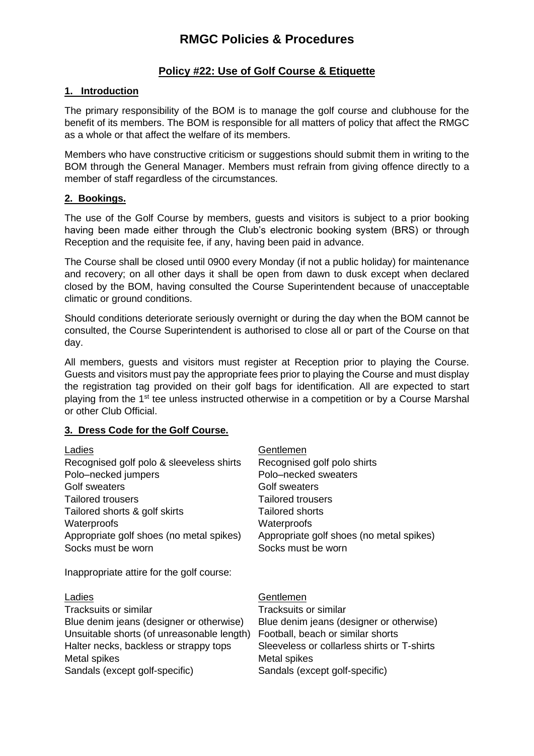# RMGC Policies & Procedures

## Policy #22: Use of Golf Course & Etiquette

### 1. Introduction

The primary responsibility of the BOM is to manage the golf course and clubhouse for the benefit of its members. The BOM is responsible for all matters of policy that affect the RMGC as a whole or that affect the welfare of its members.

Members who have constructive criticism or suggestions should submit them in writing to the BOM through the General Manager. Members must refrain from giving offence directly to a member of staff regardless of the circumstances.

### 2. Bookings.

The use of the Golf Course by members, guests and visitors is subject to a prior booking having been made either through the Club's electronic booking system (BRS) or through Reception and the requisite fee, if any, having been paid in advance.

The Course shall be closed until 0900 every Monday (if not a public holiday) for maintenance and recovery; on all other days it shall be open from dawn to dusk except when declared closed by the BOM, having consulted the Course Superintendent because of unacceptable climatic or ground conditions.

Should conditions deteriorate seriously overnight or during the day when the BOM cannot be consulted, the Course Superintendent is authorised to close all or part of the Course on that day.

All members, guests and visitors must register at Reception prior to playing the Course. Guests and visitors must pay the appropriate fees prior to playing the Course and must display the registration tag provided on their golf bags for identification. All are expected to start playing from the 1st tee unless instructed otherwise in a competition or by a Course Marshal or other Club Official.

### 3. Dress Code for the Golf Course.

| Ladies | Gentlemen |
|---|---|
| Recognised golf polo & sleeveless shirts | Recognised golf polo shirts |
| Polo–necked jumpers | Polo–necked sweaters |
| Golf sweaters | Golf sweaters |
| Tailored trousers | Tailored trousers |
| Tailored shorts & golf skirts | Tailored shorts |
| Waterproofs | Waterproofs |
| Appropriate golf shoes (no metal spikes) | Appropriate golf shoes (no metal spikes) |
| Socks must be worn | Socks must be worn |

Inappropriate attire for the golf course:

| Ladies | Gentlemen |
|---|---|
| Tracksuits or similar | Tracksuits or similar |
| Blue denim jeans (designer or otherwise) | Blue denim jeans (designer or otherwise) |
| Unsuitable shorts (of unreasonable length) | Football, beach or similar shorts |
| Halter necks, backless or strappy tops | Sleeveless or collarless shirts or T-shirts |
| Metal spikes | Metal spikes |
| Sandals (except golf-specific) | Sandals (except golf-specific) |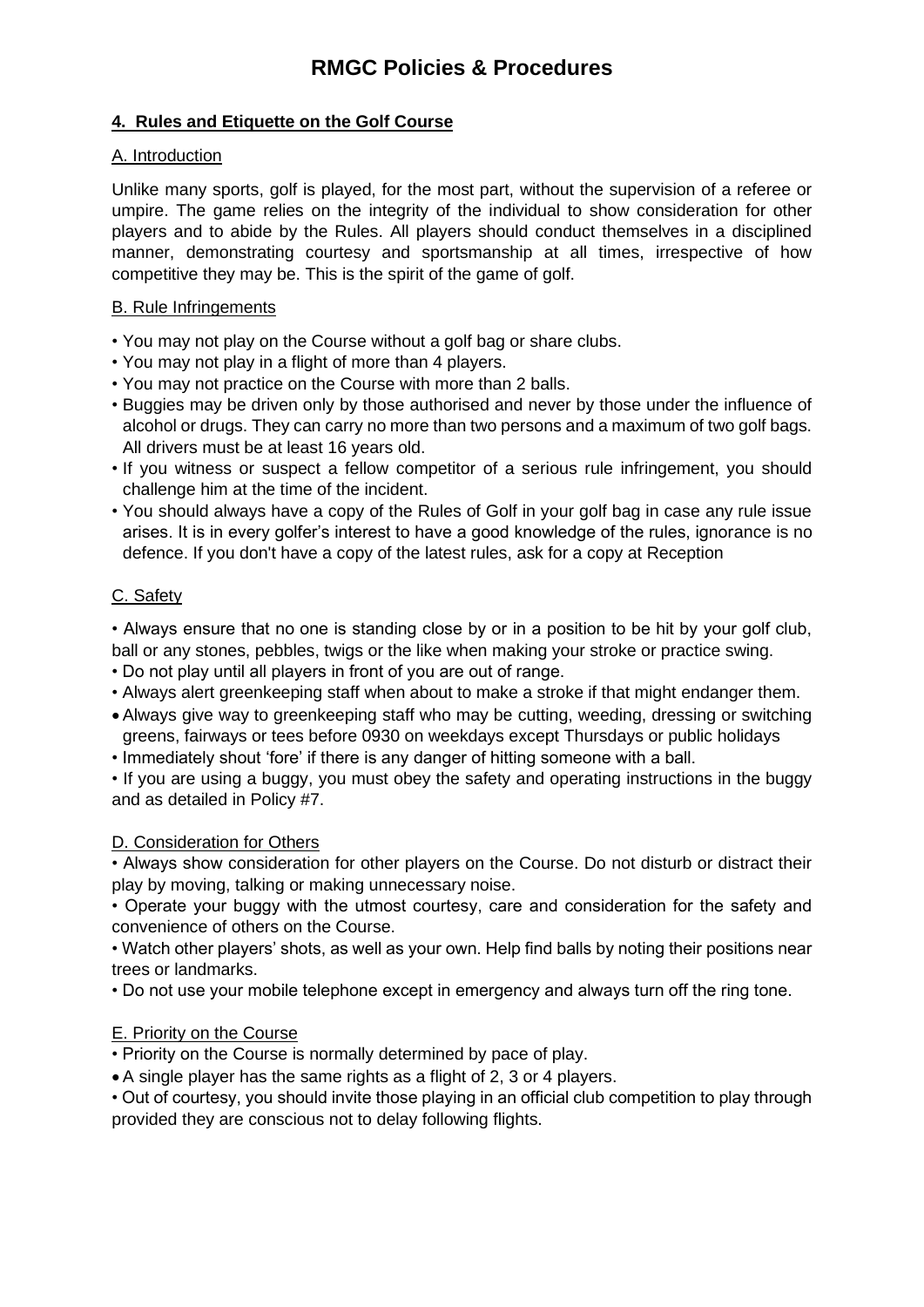# RMGC Policies & Procedures

## 4. Rules and Etiquette on the Golf Course

### A. Introduction

Unlike many sports, golf is played, for the most part, without the supervision of a referee or umpire. The game relies on the integrity of the individual to show consideration for other players and to abide by the Rules. All players should conduct themselves in a disciplined manner, demonstrating courtesy and sportsmanship at all times, irrespective of how competitive they may be. This is the spirit of the game of golf.

### B. Rule Infringements

- You may not play on the Course without a golf bag or share clubs.
- You may not play in a flight of more than 4 players.
- You may not practice on the Course with more than 2 balls.
- Buggies may be driven only by those authorised and never by those under the influence of alcohol or drugs. They can carry no more than two persons and a maximum of two golf bags. All drivers must be at least 16 years old.
- If you witness or suspect a fellow competitor of a serious rule infringement, you should challenge him at the time of the incident.
- You should always have a copy of the Rules of Golf in your golf bag in case any rule issue arises. It is in every golfer's interest to have a good knowledge of the rules, ignorance is no defence. If you don't have a copy of the latest rules, ask for a copy at Reception

### C. Safety

- Always ensure that no one is standing close by or in a position to be hit by your golf club, ball or any stones, pebbles, twigs or the like when making your stroke or practice swing.
- Do not play until all players in front of you are out of range.
- Always alert greenkeeping staff when about to make a stroke if that might endanger them.
- Always give way to greenkeeping staff who may be cutting, weeding, dressing or switching greens, fairways or tees before 0930 on weekdays except Thursdays or public holidays
- Immediately shout 'fore' if there is any danger of hitting someone with a ball.
- If you are using a buggy, you must obey the safety and operating instructions in the buggy and as detailed in Policy #7.

### D. Consideration for Others

- Always show consideration for other players on the Course. Do not disturb or distract their play by moving, talking or making unnecessary noise.
- Operate your buggy with the utmost courtesy, care and consideration for the safety and convenience of others on the Course.
- Watch other players' shots, as well as your own. Help find balls by noting their positions near trees or landmarks.
- Do not use your mobile telephone except in emergency and always turn off the ring tone.

### E. Priority on the Course

- Priority on the Course is normally determined by pace of play.
- A single player has the same rights as a flight of 2, 3 or 4 players.
- Out of courtesy, you should invite those playing in an official club competition to play through provided they are conscious not to delay following flights.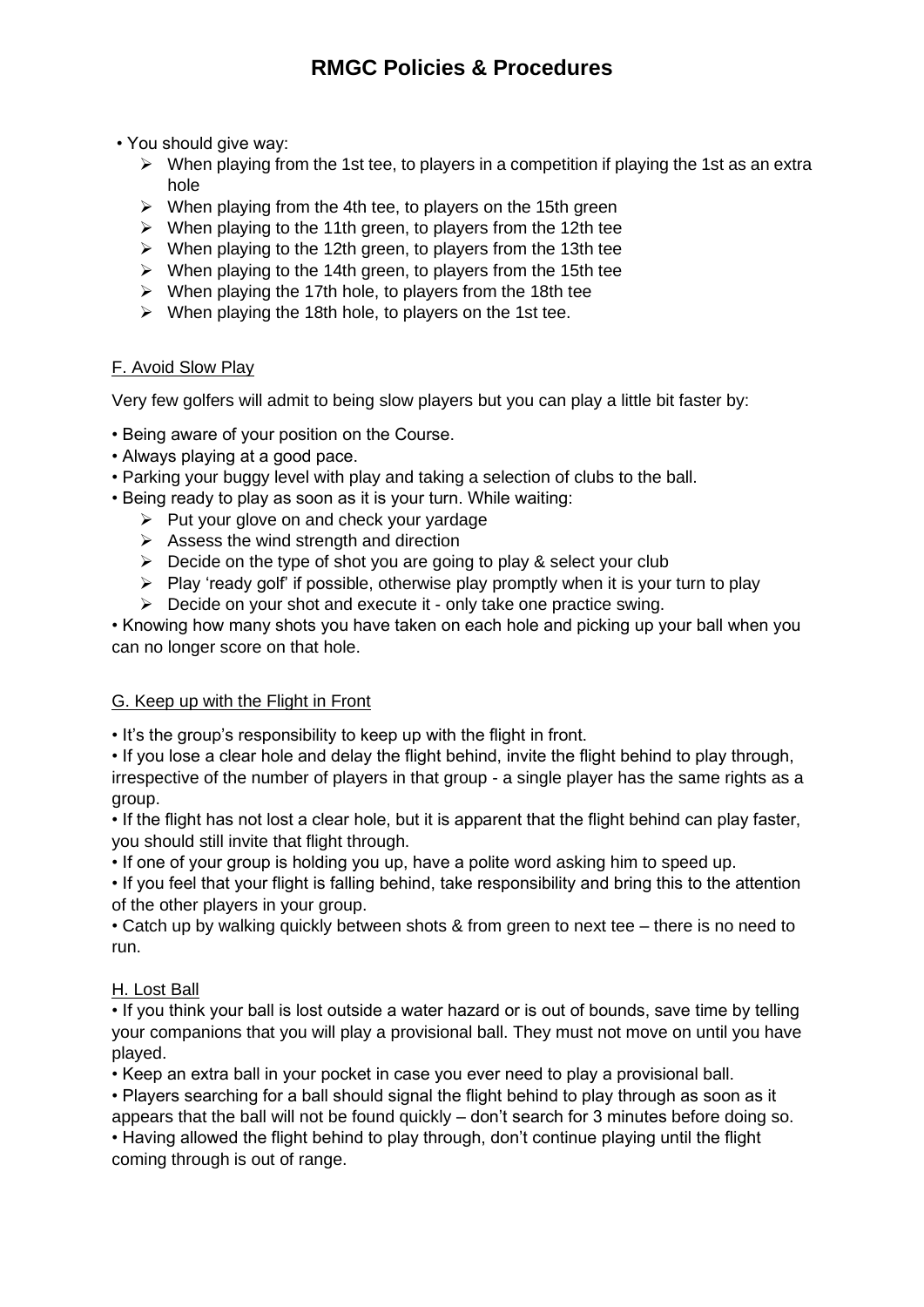• You should give way:
  - When playing from the 1st tee, to players in a competition if playing the 1st as an extra hole
  - When playing from the 4th tee, to players on the 15th green
  - When playing to the 11th green, to players from the 12th tee
  - When playing to the 12th green, to players from the 13th tee
  - When playing to the 14th green, to players from the 15th tee
  - When playing the 17th hole, to players from the 18th tee
  - When playing the 18th hole, to players on the 1st tee.

## F. Avoid Slow Play

Very few golfers will admit to being slow players but you can play a little bit faster by:

- Being aware of your position on the Course.
- Always playing at a good pace.
- Parking your buggy level with play and taking a selection of clubs to the ball.
- Being ready to play as soon as it is your turn. While waiting:
  - Put your glove on and check your yardage
  - Assess the wind strength and direction
  - Decide on the type of shot you are going to play & select your club
  - Play 'ready golf' if possible, otherwise play promptly when it is your turn to play
  - Decide on your shot and execute it - only take one practice swing.
- Knowing how many shots you have taken on each hole and picking up your ball when you can no longer score on that hole.

## G. Keep up with the Flight in Front

- It's the group's responsibility to keep up with the flight in front.
- If you lose a clear hole and delay the flight behind, invite the flight behind to play through, irrespective of the number of players in that group - a single player has the same rights as a group.
- If the flight has not lost a clear hole, but it is apparent that the flight behind can play faster, you should still invite that flight through.
- If one of your group is holding you up, have a polite word asking him to speed up.
- If you feel that your flight is falling behind, take responsibility and bring this to the attention of the other players in your group.
- Catch up by walking quickly between shots & from green to next tee – there is no need to run.

## H. Lost Ball

- If you think your ball is lost outside a water hazard or is out of bounds, save time by telling your companions that you will play a provisional ball. They must not move on until you have played.
- Keep an extra ball in your pocket in case you ever need to play a provisional ball.
- Players searching for a ball should signal the flight behind to play through as soon as it appears that the ball will not be found quickly – don't search for 3 minutes before doing so.
- Having allowed the flight behind to play through, don't continue playing until the flight coming through is out of range.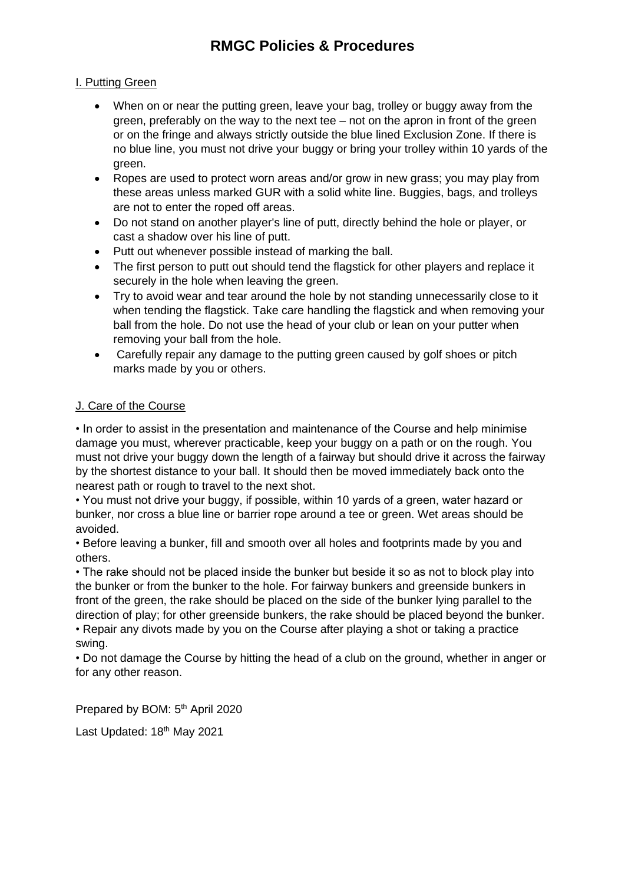# RMGC Policies & Procedures

## I. Putting Green

- When on or near the putting green, leave your bag, trolley or buggy away from the green, preferably on the way to the next tee – not on the apron in front of the green or on the fringe and always strictly outside the blue lined Exclusion Zone. If there is no blue line, you must not drive your buggy or bring your trolley within 10 yards of the green.
- Ropes are used to protect worn areas and/or grow in new grass; you may play from these areas unless marked GUR with a solid white line. Buggies, bags, and trolleys are not to enter the roped off areas.
- Do not stand on another player's line of putt, directly behind the hole or player, or cast a shadow over his line of putt.
- Putt out whenever possible instead of marking the ball.
- The first person to putt out should tend the flagstick for other players and replace it securely in the hole when leaving the green.
- Try to avoid wear and tear around the hole by not standing unnecessarily close to it when tending the flagstick. Take care handling the flagstick and when removing your ball from the hole. Do not use the head of your club or lean on your putter when removing your ball from the hole.
- Carefully repair any damage to the putting green caused by golf shoes or pitch marks made by you or others.

## J. Care of the Course

• In order to assist in the presentation and maintenance of the Course and help minimise damage you must, wherever practicable, keep your buggy on a path or on the rough. You must not drive your buggy down the length of a fairway but should drive it across the fairway by the shortest distance to your ball. It should then be moved immediately back onto the nearest path or rough to travel to the next shot.
• You must not drive your buggy, if possible, within 10 yards of a green, water hazard or bunker, nor cross a blue line or barrier rope around a tee or green. Wet areas should be avoided.
• Before leaving a bunker, fill and smooth over all holes and footprints made by you and others.
• The rake should not be placed inside the bunker but beside it so as not to block play into the bunker or from the bunker to the hole. For fairway bunkers and greenside bunkers in front of the green, the rake should be placed on the side of the bunker lying parallel to the direction of play; for other greenside bunkers, the rake should be placed beyond the bunker.
• Repair any divots made by you on the Course after playing a shot or taking a practice swing.
• Do not damage the Course by hitting the head of a club on the ground, whether in anger or for any other reason.

Prepared by BOM: 5th April 2020

Last Updated: 18th May 2021